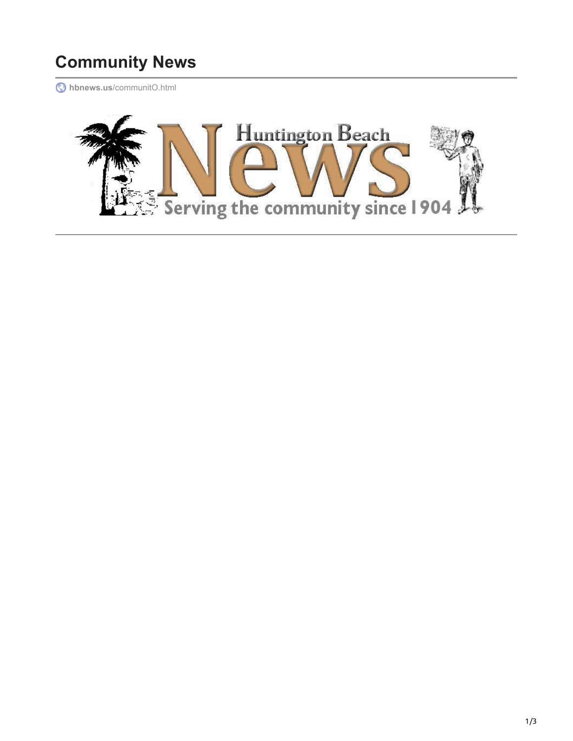# Community News

hbnews.us/communitO.html

Huntington Beach News

Serving the community since 1904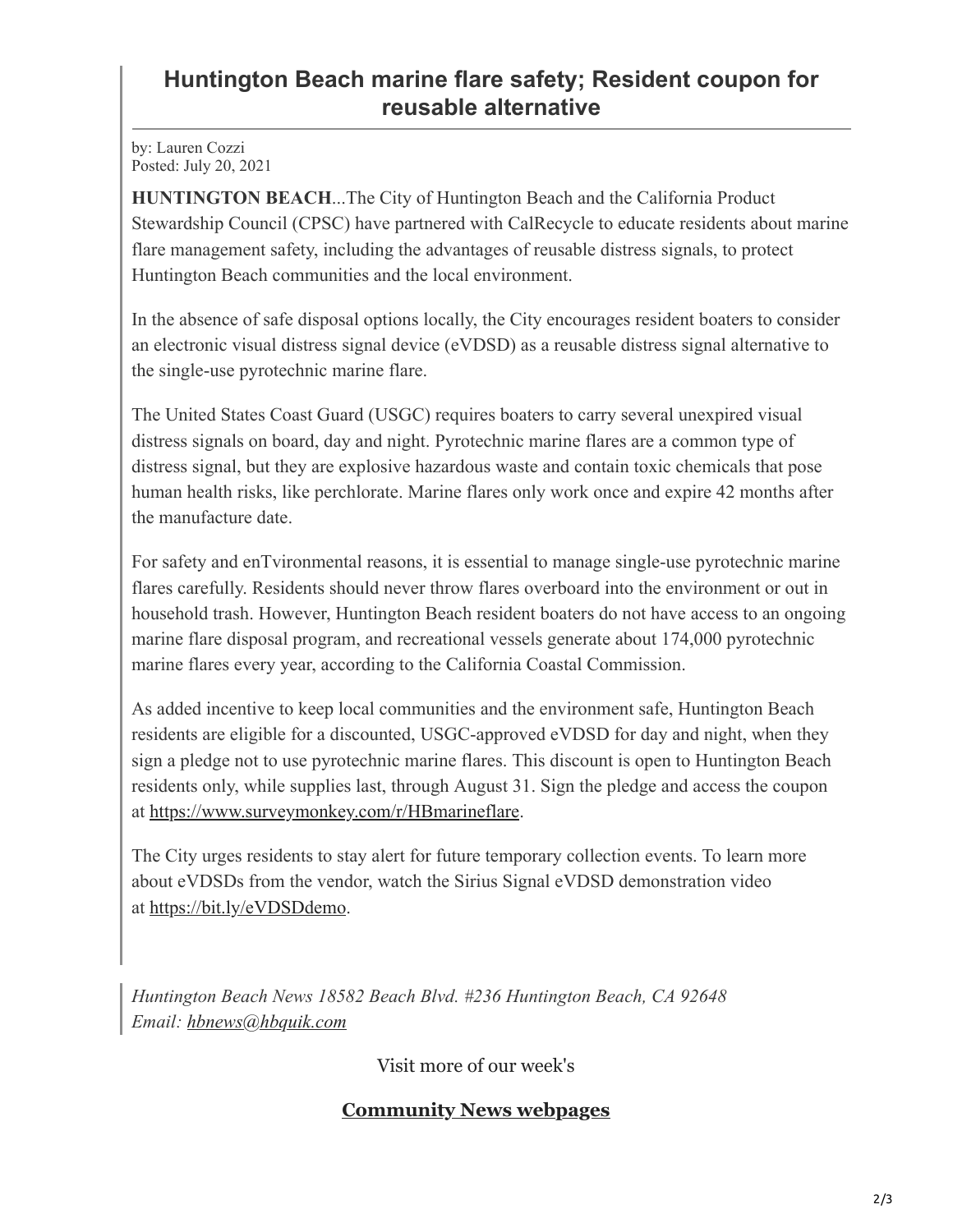# Huntington Beach marine flare safety; Resident coupon for reusable alternative

by: Lauren Cozzi
Posted: July 20, 2021

**HUNTINGTON BEACH**...The City of Huntington Beach and the California Product Stewardship Council (CPSC) have partnered with CalRecycle to educate residents about marine flare management safety, including the advantages of reusable distress signals, to protect Huntington Beach communities and the local environment.

In the absence of safe disposal options locally, the City encourages resident boaters to consider an electronic visual distress signal device (eVDSD) as a reusable distress signal alternative to the single-use pyrotechnic marine flare.

The United States Coast Guard (USGC) requires boaters to carry several unexpired visual distress signals on board, day and night. Pyrotechnic marine flares are a common type of distress signal, but they are explosive hazardous waste and contain toxic chemicals that pose human health risks, like perchlorate. Marine flares only work once and expire 42 months after the manufacture date.

For safety and enTvironmental reasons, it is essential to manage single-use pyrotechnic marine flares carefully. Residents should never throw flares overboard into the environment or out in household trash. However, Huntington Beach resident boaters do not have access to an ongoing marine flare disposal program, and recreational vessels generate about 174,000 pyrotechnic marine flares every year, according to the California Coastal Commission.

As added incentive to keep local communities and the environment safe, Huntington Beach residents are eligible for a discounted, USGC-approved eVDSD for day and night, when they sign a pledge not to use pyrotechnic marine flares. This discount is open to Huntington Beach residents only, while supplies last, through August 31. Sign the pledge and access the coupon at [https://www.surveymonkey.com/r/HBmarineflare](https://www.surveymonkey.com/r/HBmarineflare).

The City urges residents to stay alert for future temporary collection events. To learn more about eVDSDs from the vendor, watch the Sirius Signal eVDSD demonstration video at [https://bit.ly/eVDSDdemo](https://bit.ly/eVDSDdemo).

*Huntington Beach News 18582 Beach Blvd. #236 Huntington Beach, CA 92648*
*Email: hbnews@hbquik.com*

Visit more of our week's

**Community News webpages**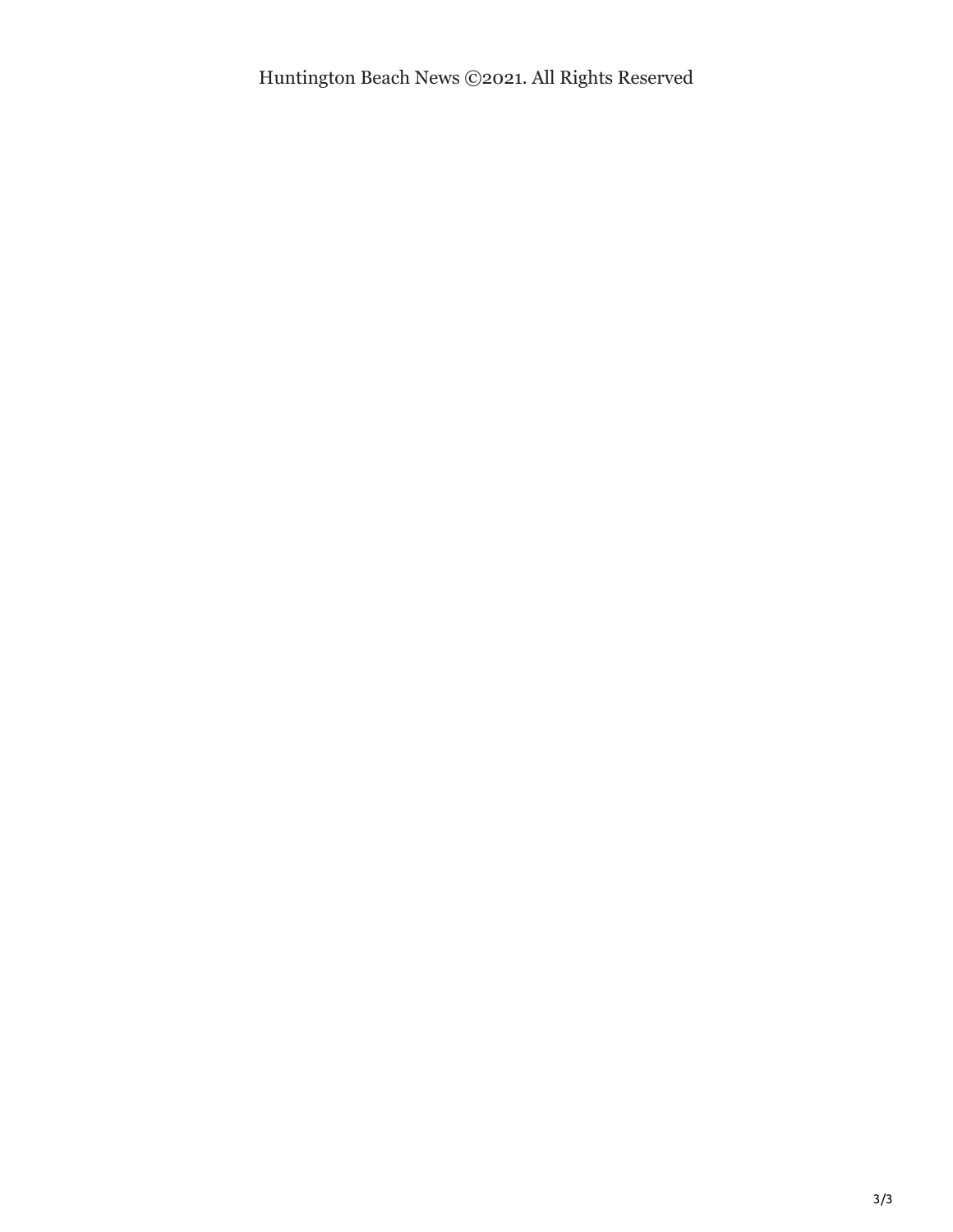Huntington Beach News ©2021. All Rights Reserved